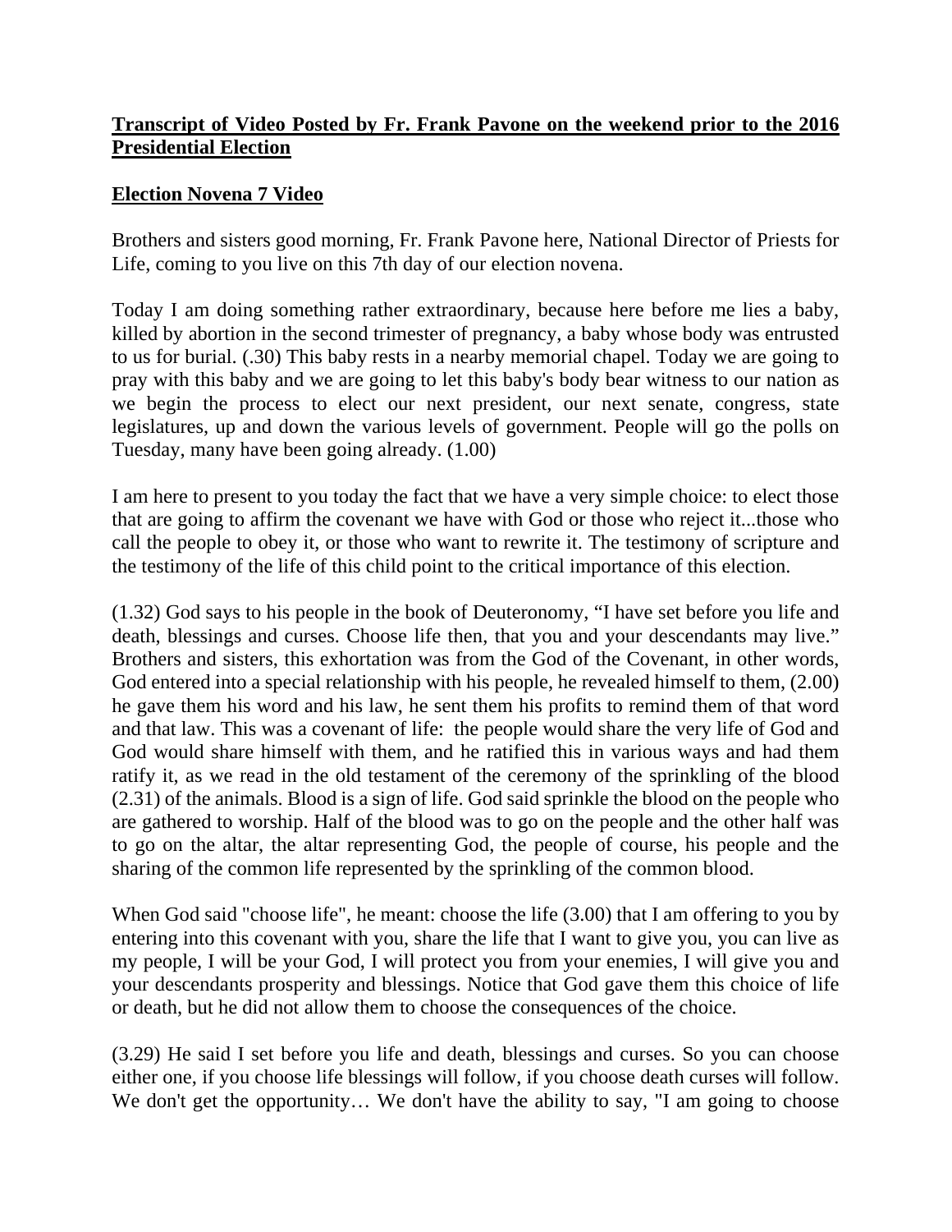**Transcript of Video Posted by Fr. Frank Pavone on the weekend prior to the 2016 Presidential Election**

**Election Novena 7 Video**

Brothers and sisters good morning, Fr. Frank Pavone here, National Director of Priests for Life, coming to you live on this 7th day of our election novena.

Today I am doing something rather extraordinary, because here before me lies a baby, killed by abortion in the second trimester of pregnancy, a baby whose body was entrusted to us for burial. (.30) This baby rests in a nearby memorial chapel. Today we are going to pray with this baby and we are going to let this baby's body bear witness to our nation as we begin the process to elect our next president, our next senate, congress, state legislatures, up and down the various levels of government. People will go the polls on Tuesday, many have been going already. (1.00)

I am here to present to you today the fact that we have a very simple choice: to elect those that are going to affirm the covenant we have with God or those who reject it...those who call the people to obey it, or those who want to rewrite it. The testimony of scripture and the testimony of the life of this child point to the critical importance of this election.

(1.32) God says to his people in the book of Deuteronomy, "I have set before you life and death, blessings and curses. Choose life then, that you and your descendants may live." Brothers and sisters, this exhortation was from the God of the Covenant, in other words, God entered into a special relationship with his people, he revealed himself to them, (2.00) he gave them his word and his law, he sent them his profits to remind them of that word and that law. This was a covenant of life: the people would share the very life of God and God would share himself with them, and he ratified this in various ways and had them ratify it, as we read in the old testament of the ceremony of the sprinkling of the blood (2.31) of the animals. Blood is a sign of life. God said sprinkle the blood on the people who are gathered to worship. Half of the blood was to go on the people and the other half was to go on the altar, the altar representing God, the people of course, his people and the sharing of the common life represented by the sprinkling of the common blood.

When God said "choose life", he meant: choose the life (3.00) that I am offering to you by entering into this covenant with you, share the life that I want to give you, you can live as my people, I will be your God, I will protect you from your enemies, I will give you and your descendants prosperity and blessings. Notice that God gave them this choice of life or death, but he did not allow them to choose the consequences of the choice.

(3.29) He said I set before you life and death, blessings and curses. So you can choose either one, if you choose life blessings will follow, if you choose death curses will follow. We don't get the opportunity… We don't have the ability to say, "I am going to choose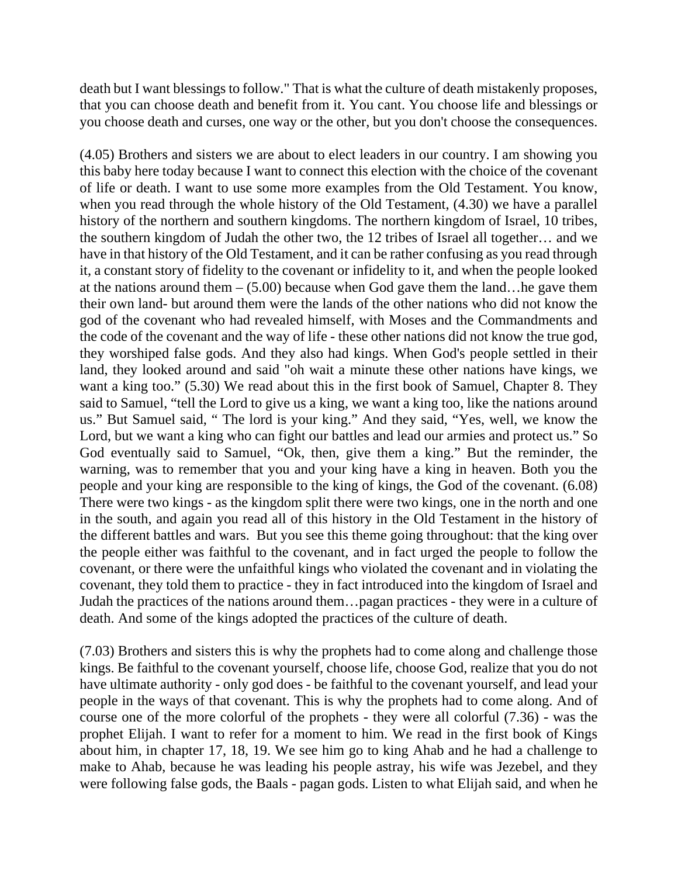death but I want blessings to follow." That is what the culture of death mistakenly proposes, that you can choose death and benefit from it. You cant. You choose life and blessings or you choose death and curses, one way or the other, but you don't choose the consequences.

(4.05) Brothers and sisters we are about to elect leaders in our country. I am showing you this baby here today because I want to connect this election with the choice of the covenant of life or death. I want to use some more examples from the Old Testament. You know, when you read through the whole history of the Old Testament, (4.30) we have a parallel history of the northern and southern kingdoms. The northern kingdom of Israel, 10 tribes, the southern kingdom of Judah the other two, the 12 tribes of Israel all together… and we have in that history of the Old Testament, and it can be rather confusing as you read through it, a constant story of fidelity to the covenant or infidelity to it, and when the people looked at the nations around them – (5.00) because when God gave them the land…he gave them their own land- but around them were the lands of the other nations who did not know the god of the covenant who had revealed himself, with Moses and the Commandments and the code of the covenant and the way of life - these other nations did not know the true god, they worshiped false gods. And they also had kings. When God's people settled in their land, they looked around and said "oh wait a minute these other nations have kings, we want a king too." (5.30) We read about this in the first book of Samuel, Chapter 8. They said to Samuel, "tell the Lord to give us a king, we want a king too, like the nations around us." But Samuel said, " The lord is your king." And they said, "Yes, well, we know the Lord, but we want a king who can fight our battles and lead our armies and protect us." So God eventually said to Samuel, "Ok, then, give them a king." But the reminder, the warning, was to remember that you and your king have a king in heaven. Both you the people and your king are responsible to the king of kings, the God of the covenant. (6.08) There were two kings - as the kingdom split there were two kings, one in the north and one in the south, and again you read all of this history in the Old Testament in the history of the different battles and wars. But you see this theme going throughout: that the king over the people either was faithful to the covenant, and in fact urged the people to follow the covenant, or there were the unfaithful kings who violated the covenant and in violating the covenant, they told them to practice - they in fact introduced into the kingdom of Israel and Judah the practices of the nations around them…pagan practices - they were in a culture of death. And some of the kings adopted the practices of the culture of death.

(7.03) Brothers and sisters this is why the prophets had to come along and challenge those kings. Be faithful to the covenant yourself, choose life, choose God, realize that you do not have ultimate authority - only god does - be faithful to the covenant yourself, and lead your people in the ways of that covenant. This is why the prophets had to come along. And of course one of the more colorful of the prophets - they were all colorful (7.36) - was the prophet Elijah. I want to refer for a moment to him. We read in the first book of Kings about him, in chapter 17, 18, 19. We see him go to king Ahab and he had a challenge to make to Ahab, because he was leading his people astray, his wife was Jezebel, and they were following false gods, the Baals - pagan gods. Listen to what Elijah said, and when he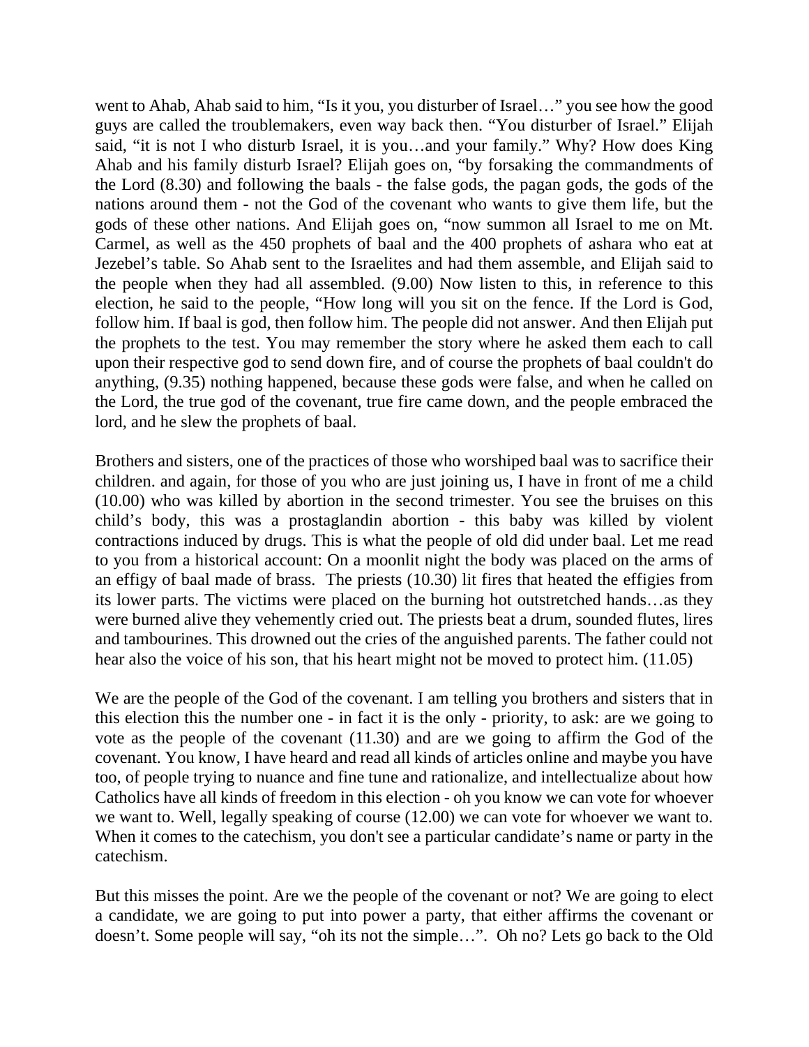went to Ahab, Ahab said to him, "Is it you, you disturber of Israel…" you see how the good guys are called the troublemakers, even way back then. "You disturber of Israel." Elijah said, "it is not I who disturb Israel, it is you…and your family." Why? How does King Ahab and his family disturb Israel? Elijah goes on, "by forsaking the commandments of the Lord (8.30) and following the baals - the false gods, the pagan gods, the gods of the nations around them - not the God of the covenant who wants to give them life, but the gods of these other nations. And Elijah goes on, "now summon all Israel to me on Mt. Carmel, as well as the 450 prophets of baal and the 400 prophets of ashara who eat at Jezebel's table. So Ahab sent to the Israelites and had them assemble, and Elijah said to the people when they had all assembled. (9.00) Now listen to this, in reference to this election, he said to the people, "How long will you sit on the fence. If the Lord is God, follow him. If baal is god, then follow him. The people did not answer. And then Elijah put the prophets to the test. You may remember the story where he asked them each to call upon their respective god to send down fire, and of course the prophets of baal couldn't do anything, (9.35) nothing happened, because these gods were false, and when he called on the Lord, the true god of the covenant, true fire came down, and the people embraced the lord, and he slew the prophets of baal.

Brothers and sisters, one of the practices of those who worshiped baal was to sacrifice their children. and again, for those of you who are just joining us, I have in front of me a child (10.00) who was killed by abortion in the second trimester. You see the bruises on this child's body, this was a prostaglandin abortion - this baby was killed by violent contractions induced by drugs. This is what the people of old did under baal. Let me read to you from a historical account: On a moonlit night the body was placed on the arms of an effigy of baal made of brass. The priests (10.30) lit fires that heated the effigies from its lower parts. The victims were placed on the burning hot outstretched hands…as they were burned alive they vehemently cried out. The priests beat a drum, sounded flutes, lires and tambourines. This drowned out the cries of the anguished parents. The father could not hear also the voice of his son, that his heart might not be moved to protect him. (11.05)

We are the people of the God of the covenant. I am telling you brothers and sisters that in this election this the number one - in fact it is the only - priority, to ask: are we going to vote as the people of the covenant (11.30) and are we going to affirm the God of the covenant. You know, I have heard and read all kinds of articles online and maybe you have too, of people trying to nuance and fine tune and rationalize, and intellectualize about how Catholics have all kinds of freedom in this election - oh you know we can vote for whoever we want to. Well, legally speaking of course (12.00) we can vote for whoever we want to. When it comes to the catechism, you don't see a particular candidate's name or party in the catechism.

But this misses the point. Are we the people of the covenant or not? We are going to elect a candidate, we are going to put into power a party, that either affirms the covenant or doesn't. Some people will say, "oh its not the simple…". Oh no? Lets go back to the Old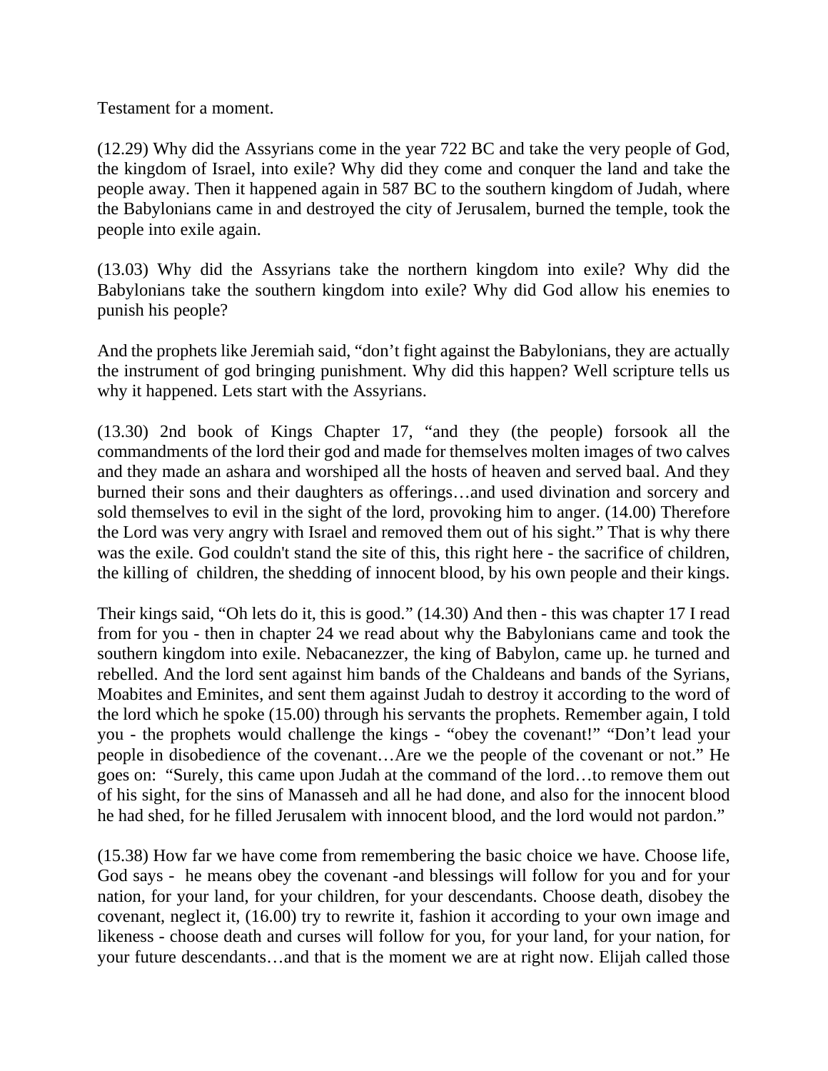Testament for a moment.

(12.29) Why did the Assyrians come in the year 722 BC and take the very people of God, the kingdom of Israel, into exile? Why did they come and conquer the land and take the people away. Then it happened again in 587 BC to the southern kingdom of Judah, where the Babylonians came in and destroyed the city of Jerusalem, burned the temple, took the people into exile again.

(13.03) Why did the Assyrians take the northern kingdom into exile? Why did the Babylonians take the southern kingdom into exile? Why did God allow his enemies to punish his people?

And the prophets like Jeremiah said, "don't fight against the Babylonians, they are actually the instrument of god bringing punishment. Why did this happen? Well scripture tells us why it happened. Lets start with the Assyrians.

(13.30) 2nd book of Kings Chapter 17, "and they (the people) forsook all the commandments of the lord their god and made for themselves molten images of two calves and they made an ashara and worshiped all the hosts of heaven and served baal. And they burned their sons and their daughters as offerings…and used divination and sorcery and sold themselves to evil in the sight of the lord, provoking him to anger. (14.00) Therefore the Lord was very angry with Israel and removed them out of his sight." That is why there was the exile. God couldn't stand the site of this, this right here - the sacrifice of children, the killing of children, the shedding of innocent blood, by his own people and their kings.

Their kings said, "Oh lets do it, this is good." (14.30) And then - this was chapter 17 I read from for you - then in chapter 24 we read about why the Babylonians came and took the southern kingdom into exile. Nebacanezzer, the king of Babylon, came up. he turned and rebelled. And the lord sent against him bands of the Chaldeans and bands of the Syrians, Moabites and Eminites, and sent them against Judah to destroy it according to the word of the lord which he spoke (15.00) through his servants the prophets. Remember again, I told you - the prophets would challenge the kings - "obey the covenant!" "Don't lead your people in disobedience of the covenant…Are we the people of the covenant or not." He goes on: "Surely, this came upon Judah at the command of the lord…to remove them out of his sight, for the sins of Manasseh and all he had done, and also for the innocent blood he had shed, for he filled Jerusalem with innocent blood, and the lord would not pardon."

(15.38) How far we have come from remembering the basic choice we have. Choose life, God says - he means obey the covenant -and blessings will follow for you and for your nation, for your land, for your children, for your descendants. Choose death, disobey the covenant, neglect it, (16.00) try to rewrite it, fashion it according to your own image and likeness - choose death and curses will follow for you, for your land, for your nation, for your future descendants…and that is the moment we are at right now. Elijah called those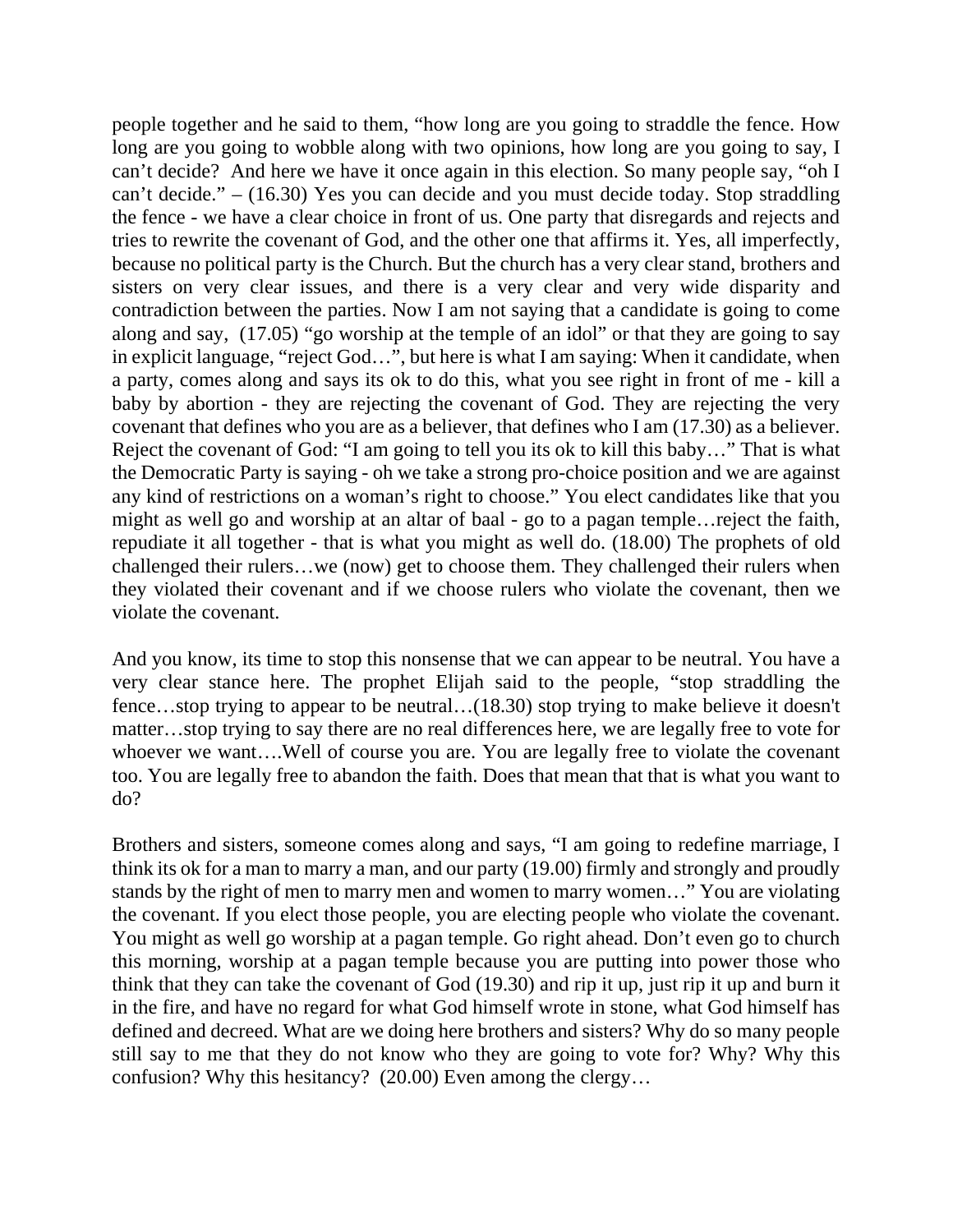people together and he said to them, "how long are you going to straddle the fence. How long are you going to wobble along with two opinions, how long are you going to say, I can't decide? And here we have it once again in this election. So many people say, "oh I can't decide." – (16.30) Yes you can decide and you must decide today. Stop straddling the fence - we have a clear choice in front of us. One party that disregards and rejects and tries to rewrite the covenant of God, and the other one that affirms it. Yes, all imperfectly, because no political party is the Church. But the church has a very clear stand, brothers and sisters on very clear issues, and there is a very clear and very wide disparity and contradiction between the parties. Now I am not saying that a candidate is going to come along and say, (17.05) "go worship at the temple of an idol" or that they are going to say in explicit language, "reject God…", but here is what I am saying: When it candidate, when a party, comes along and says its ok to do this, what you see right in front of me - kill a baby by abortion - they are rejecting the covenant of God. They are rejecting the very covenant that defines who you are as a believer, that defines who I am (17.30) as a believer. Reject the covenant of God: "I am going to tell you its ok to kill this baby…" That is what the Democratic Party is saying - oh we take a strong pro-choice position and we are against any kind of restrictions on a woman's right to choose." You elect candidates like that you might as well go and worship at an altar of baal - go to a pagan temple…reject the faith, repudiate it all together - that is what you might as well do. (18.00) The prophets of old challenged their rulers…we (now) get to choose them. They challenged their rulers when they violated their covenant and if we choose rulers who violate the covenant, then we violate the covenant.

And you know, its time to stop this nonsense that we can appear to be neutral. You have a very clear stance here. The prophet Elijah said to the people, "stop straddling the fence…stop trying to appear to be neutral…(18.30) stop trying to make believe it doesn't matter…stop trying to say there are no real differences here, we are legally free to vote for whoever we want….Well of course you are. You are legally free to violate the covenant too. You are legally free to abandon the faith. Does that mean that that is what you want to do?

Brothers and sisters, someone comes along and says, "I am going to redefine marriage, I think its ok for a man to marry a man, and our party (19.00) firmly and strongly and proudly stands by the right of men to marry men and women to marry women…" You are violating the covenant. If you elect those people, you are electing people who violate the covenant. You might as well go worship at a pagan temple. Go right ahead. Don't even go to church this morning, worship at a pagan temple because you are putting into power those who think that they can take the covenant of God (19.30) and rip it up, just rip it up and burn it in the fire, and have no regard for what God himself wrote in stone, what God himself has defined and decreed. What are we doing here brothers and sisters? Why do so many people still say to me that they do not know who they are going to vote for? Why? Why this confusion? Why this hesitancy? (20.00) Even among the clergy…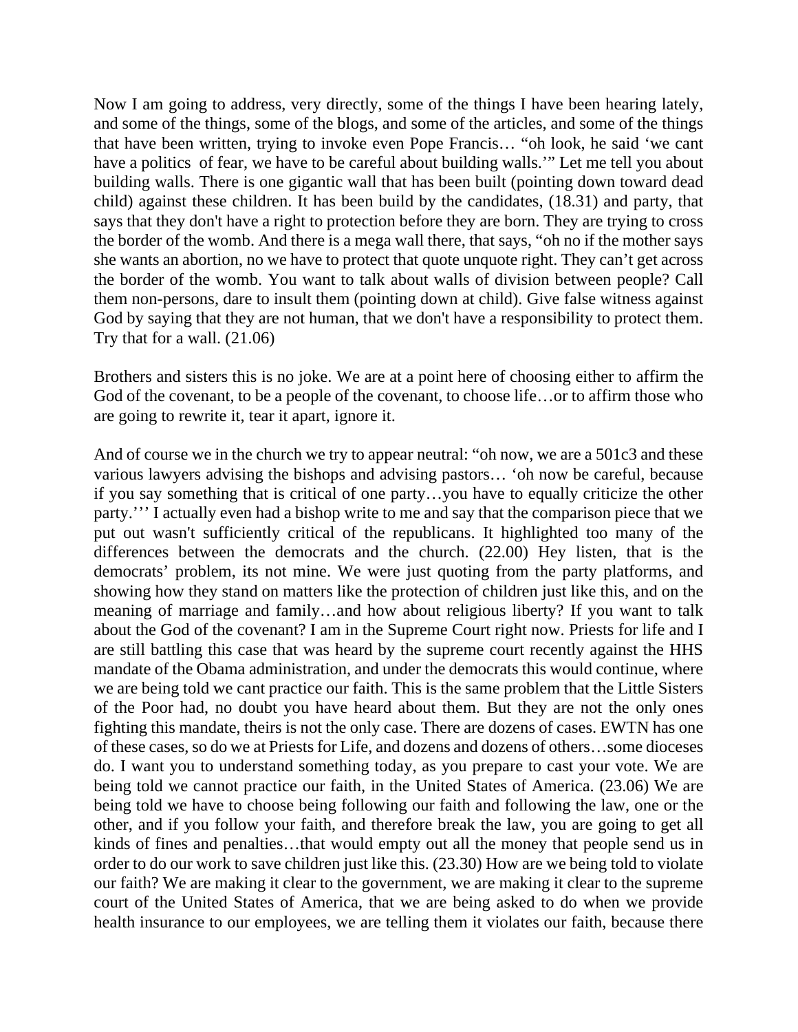Now I am going to address, very directly, some of the things I have been hearing lately, and some of the things, some of the blogs, and some of the articles, and some of the things that have been written, trying to invoke even Pope Francis… "oh look, he said 'we cant have a politics of fear, we have to be careful about building walls.'" Let me tell you about building walls. There is one gigantic wall that has been built (pointing down toward dead child) against these children. It has been build by the candidates, (18.31) and party, that says that they don't have a right to protection before they are born. They are trying to cross the border of the womb. And there is a mega wall there, that says, "oh no if the mother says she wants an abortion, no we have to protect that quote unquote right. They can't get across the border of the womb. You want to talk about walls of division between people? Call them non-persons, dare to insult them (pointing down at child). Give false witness against God by saying that they are not human, that we don't have a responsibility to protect them. Try that for a wall. (21.06)

Brothers and sisters this is no joke. We are at a point here of choosing either to affirm the God of the covenant, to be a people of the covenant, to choose life…or to affirm those who are going to rewrite it, tear it apart, ignore it.

And of course we in the church we try to appear neutral: "oh now, we are a 501c3 and these various lawyers advising the bishops and advising pastors… 'oh now be careful, because if you say something that is critical of one party…you have to equally criticize the other party.''' I actually even had a bishop write to me and say that the comparison piece that we put out wasn't sufficiently critical of the republicans. It highlighted too many of the differences between the democrats and the church. (22.00) Hey listen, that is the democrats' problem, its not mine. We were just quoting from the party platforms, and showing how they stand on matters like the protection of children just like this, and on the meaning of marriage and family…and how about religious liberty? If you want to talk about the God of the covenant? I am in the Supreme Court right now. Priests for life and I are still battling this case that was heard by the supreme court recently against the HHS mandate of the Obama administration, and under the democrats this would continue, where we are being told we cant practice our faith. This is the same problem that the Little Sisters of the Poor had, no doubt you have heard about them. But they are not the only ones fighting this mandate, theirs is not the only case. There are dozens of cases. EWTN has one of these cases, so do we at Priests for Life, and dozens and dozens of others…some dioceses do. I want you to understand something today, as you prepare to cast your vote. We are being told we cannot practice our faith, in the United States of America. (23.06) We are being told we have to choose being following our faith and following the law, one or the other, and if you follow your faith, and therefore break the law, you are going to get all kinds of fines and penalties…that would empty out all the money that people send us in order to do our work to save children just like this. (23.30) How are we being told to violate our faith? We are making it clear to the government, we are making it clear to the supreme court of the United States of America, that we are being asked to do when we provide health insurance to our employees, we are telling them it violates our faith, because there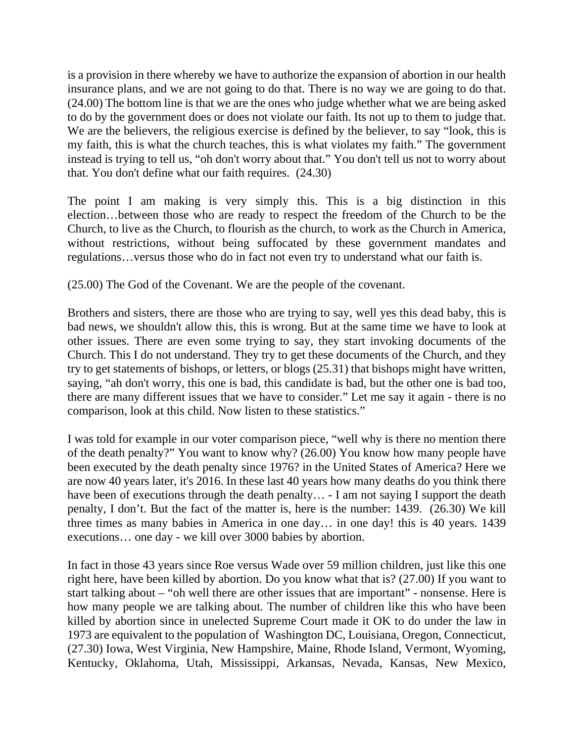is a provision in there whereby we have to authorize the expansion of abortion in our health insurance plans, and we are not going to do that. There is no way we are going to do that. (24.00) The bottom line is that we are the ones who judge whether what we are being asked to do by the government does or does not violate our faith. Its not up to them to judge that. We are the believers, the religious exercise is defined by the believer, to say "look, this is my faith, this is what the church teaches, this is what violates my faith." The government instead is trying to tell us, "oh don't worry about that." You don't tell us not to worry about that. You don't define what our faith requires. (24.30)

The point I am making is very simply this. This is a big distinction in this election…between those who are ready to respect the freedom of the Church to be the Church, to live as the Church, to flourish as the church, to work as the Church in America, without restrictions, without being suffocated by these government mandates and regulations…versus those who do in fact not even try to understand what our faith is.

(25.00) The God of the Covenant. We are the people of the covenant.

Brothers and sisters, there are those who are trying to say, well yes this dead baby, this is bad news, we shouldn't allow this, this is wrong. But at the same time we have to look at other issues. There are even some trying to say, they start invoking documents of the Church. This I do not understand. They try to get these documents of the Church, and they try to get statements of bishops, or letters, or blogs (25.31) that bishops might have written, saying, "ah don't worry, this one is bad, this candidate is bad, but the other one is bad too, there are many different issues that we have to consider." Let me say it again - there is no comparison, look at this child. Now listen to these statistics."

I was told for example in our voter comparison piece, "well why is there no mention there of the death penalty?" You want to know why? (26.00) You know how many people have been executed by the death penalty since 1976? in the United States of America? Here we are now 40 years later, it's 2016. In these last 40 years how many deaths do you think there have been of executions through the death penalty… - I am not saying I support the death penalty, I don't. But the fact of the matter is, here is the number: 1439. (26.30) We kill three times as many babies in America in one day… in one day! this is 40 years. 1439 executions… one day - we kill over 3000 babies by abortion.

In fact in those 43 years since Roe versus Wade over 59 million children, just like this one right here, have been killed by abortion. Do you know what that is? (27.00) If you want to start talking about – "oh well there are other issues that are important" - nonsense. Here is how many people we are talking about. The number of children like this who have been killed by abortion since in unelected Supreme Court made it OK to do under the law in 1973 are equivalent to the population of Washington DC, Louisiana, Oregon, Connecticut, (27.30) Iowa, West Virginia, New Hampshire, Maine, Rhode Island, Vermont, Wyoming, Kentucky, Oklahoma, Utah, Mississippi, Arkansas, Nevada, Kansas, New Mexico,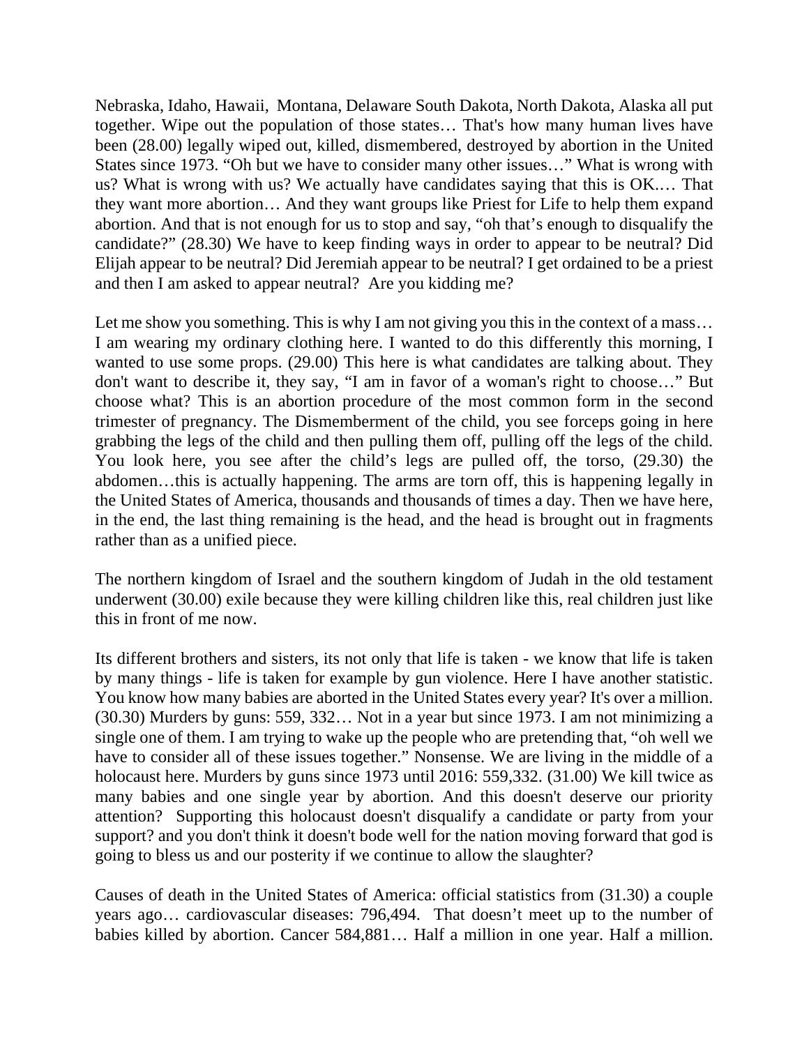Nebraska, Idaho, Hawaii, Montana, Delaware South Dakota, North Dakota, Alaska all put together. Wipe out the population of those states… That's how many human lives have been (28.00) legally wiped out, killed, dismembered, destroyed by abortion in the United States since 1973. "Oh but we have to consider many other issues…" What is wrong with us? What is wrong with us? We actually have candidates saying that this is OK.… That they want more abortion… And they want groups like Priest for Life to help them expand abortion. And that is not enough for us to stop and say, "oh that's enough to disqualify the candidate?" (28.30) We have to keep finding ways in order to appear to be neutral? Did Elijah appear to be neutral? Did Jeremiah appear to be neutral? I get ordained to be a priest and then I am asked to appear neutral? Are you kidding me?

Let me show you something. This is why I am not giving you this in the context of a mass… I am wearing my ordinary clothing here. I wanted to do this differently this morning, I wanted to use some props. (29.00) This here is what candidates are talking about. They don't want to describe it, they say, "I am in favor of a woman's right to choose…" But choose what? This is an abortion procedure of the most common form in the second trimester of pregnancy. The Dismemberment of the child, you see forceps going in here grabbing the legs of the child and then pulling them off, pulling off the legs of the child. You look here, you see after the child's legs are pulled off, the torso, (29.30) the abdomen…this is actually happening. The arms are torn off, this is happening legally in the United States of America, thousands and thousands of times a day. Then we have here, in the end, the last thing remaining is the head, and the head is brought out in fragments rather than as a unified piece.

The northern kingdom of Israel and the southern kingdom of Judah in the old testament underwent (30.00) exile because they were killing children like this, real children just like this in front of me now.

Its different brothers and sisters, its not only that life is taken - we know that life is taken by many things - life is taken for example by gun violence. Here I have another statistic. You know how many babies are aborted in the United States every year? It's over a million. (30.30) Murders by guns: 559, 332… Not in a year but since 1973. I am not minimizing a single one of them. I am trying to wake up the people who are pretending that, "oh well we have to consider all of these issues together." Nonsense. We are living in the middle of a holocaust here. Murders by guns since 1973 until 2016: 559,332. (31.00) We kill twice as many babies and one single year by abortion. And this doesn't deserve our priority attention? Supporting this holocaust doesn't disqualify a candidate or party from your support? and you don't think it doesn't bode well for the nation moving forward that god is going to bless us and our posterity if we continue to allow the slaughter?

Causes of death in the United States of America: official statistics from (31.30) a couple years ago… cardiovascular diseases: 796,494. That doesn't meet up to the number of babies killed by abortion. Cancer 584,881… Half a million in one year. Half a million.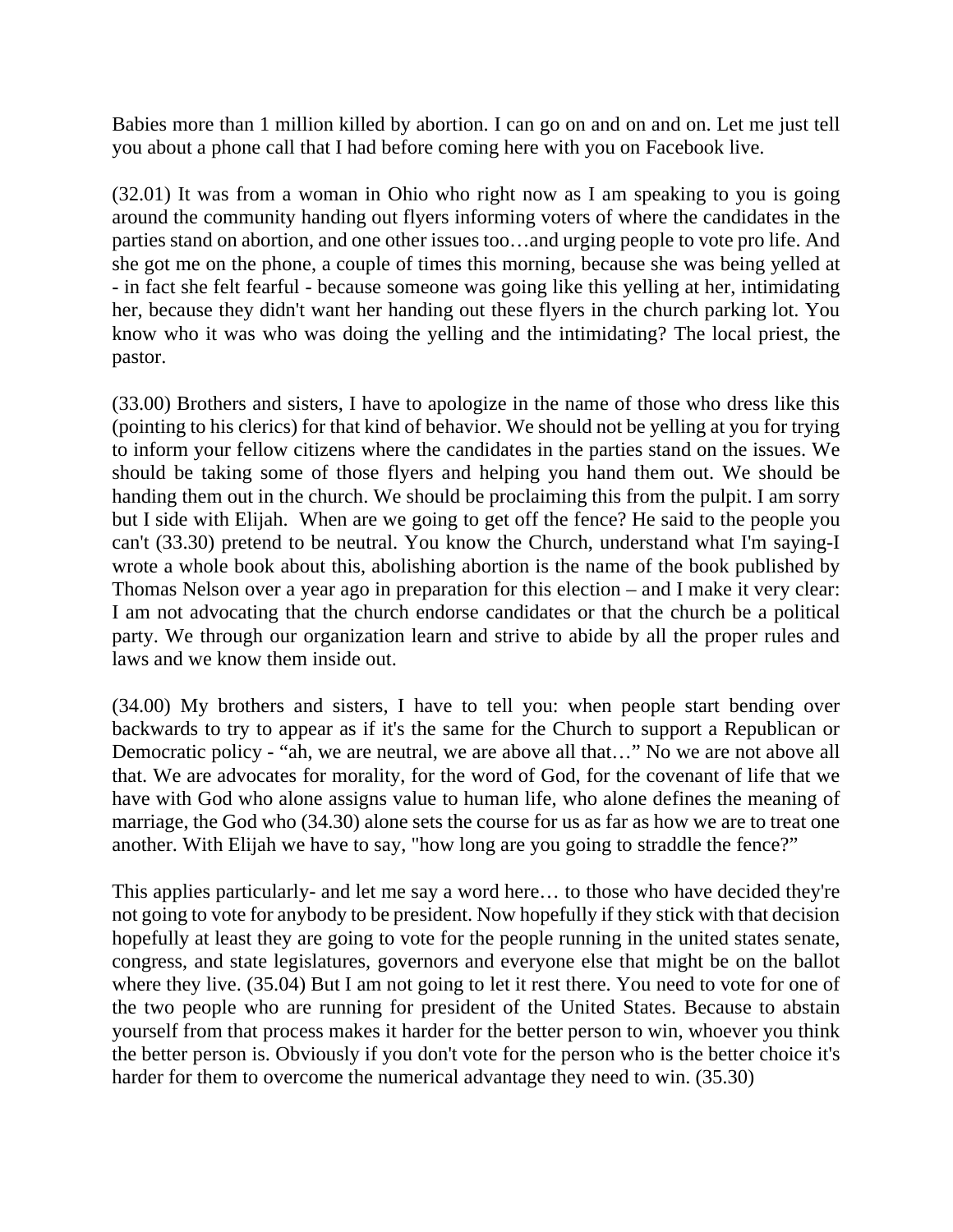Babies more than 1 million killed by abortion. I can go on and on and on. Let me just tell you about a phone call that I had before coming here with you on Facebook live.

(32.01) It was from a woman in Ohio who right now as I am speaking to you is going around the community handing out flyers informing voters of where the candidates in the parties stand on abortion, and one other issues too…and urging people to vote pro life. And she got me on the phone, a couple of times this morning, because she was being yelled at - in fact she felt fearful - because someone was going like this yelling at her, intimidating her, because they didn't want her handing out these flyers in the church parking lot. You know who it was who was doing the yelling and the intimidating? The local priest, the pastor.

(33.00) Brothers and sisters, I have to apologize in the name of those who dress like this (pointing to his clerics) for that kind of behavior. We should not be yelling at you for trying to inform your fellow citizens where the candidates in the parties stand on the issues. We should be taking some of those flyers and helping you hand them out. We should be handing them out in the church. We should be proclaiming this from the pulpit. I am sorry but I side with Elijah. When are we going to get off the fence? He said to the people you can't (33.30) pretend to be neutral. You know the Church, understand what I'm saying-I wrote a whole book about this, abolishing abortion is the name of the book published by Thomas Nelson over a year ago in preparation for this election – and I make it very clear: I am not advocating that the church endorse candidates or that the church be a political party. We through our organization learn and strive to abide by all the proper rules and laws and we know them inside out.

(34.00) My brothers and sisters, I have to tell you: when people start bending over backwards to try to appear as if it's the same for the Church to support a Republican or Democratic policy - "ah, we are neutral, we are above all that…" No we are not above all that. We are advocates for morality, for the word of God, for the covenant of life that we have with God who alone assigns value to human life, who alone defines the meaning of marriage, the God who (34.30) alone sets the course for us as far as how we are to treat one another. With Elijah we have to say, "how long are you going to straddle the fence?"

This applies particularly- and let me say a word here… to those who have decided they're not going to vote for anybody to be president. Now hopefully if they stick with that decision hopefully at least they are going to vote for the people running in the united states senate, congress, and state legislatures, governors and everyone else that might be on the ballot where they live. (35.04) But I am not going to let it rest there. You need to vote for one of the two people who are running for president of the United States. Because to abstain yourself from that process makes it harder for the better person to win, whoever you think the better person is. Obviously if you don't vote for the person who is the better choice it's harder for them to overcome the numerical advantage they need to win. (35.30)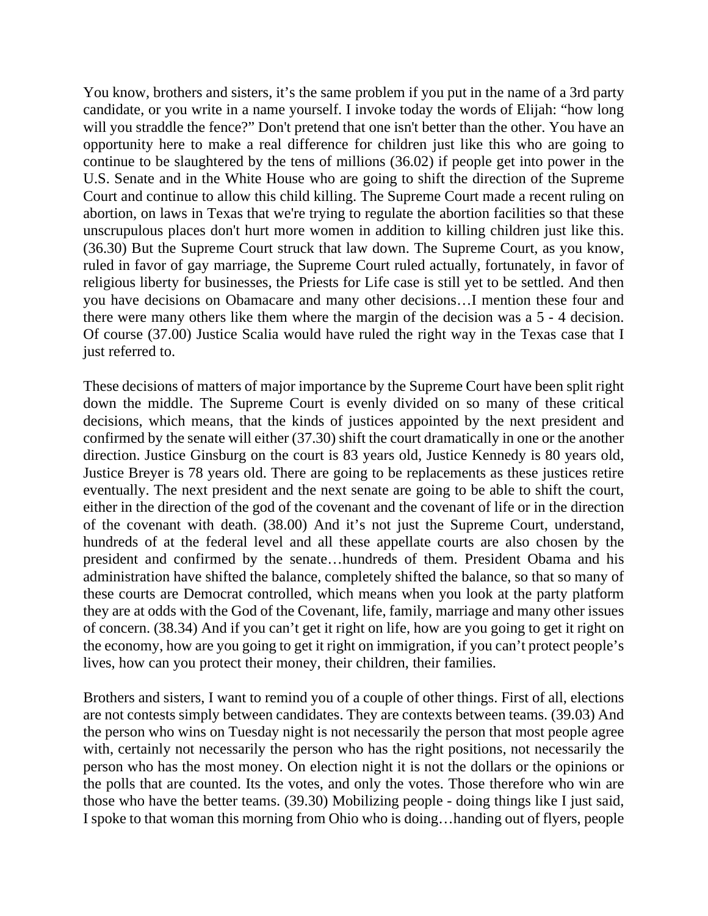You know, brothers and sisters, it's the same problem if you put in the name of a 3rd party candidate, or you write in a name yourself. I invoke today the words of Elijah: "how long will you straddle the fence?" Don't pretend that one isn't better than the other. You have an opportunity here to make a real difference for children just like this who are going to continue to be slaughtered by the tens of millions (36.02) if people get into power in the U.S. Senate and in the White House who are going to shift the direction of the Supreme Court and continue to allow this child killing. The Supreme Court made a recent ruling on abortion, on laws in Texas that we're trying to regulate the abortion facilities so that these unscrupulous places don't hurt more women in addition to killing children just like this. (36.30) But the Supreme Court struck that law down. The Supreme Court, as you know, ruled in favor of gay marriage, the Supreme Court ruled actually, fortunately, in favor of religious liberty for businesses, the Priests for Life case is still yet to be settled. And then you have decisions on Obamacare and many other decisions…I mention these four and there were many others like them where the margin of the decision was a 5 - 4 decision. Of course (37.00) Justice Scalia would have ruled the right way in the Texas case that I just referred to.

These decisions of matters of major importance by the Supreme Court have been split right down the middle. The Supreme Court is evenly divided on so many of these critical decisions, which means, that the kinds of justices appointed by the next president and confirmed by the senate will either (37.30) shift the court dramatically in one or the another direction. Justice Ginsburg on the court is 83 years old, Justice Kennedy is 80 years old, Justice Breyer is 78 years old. There are going to be replacements as these justices retire eventually. The next president and the next senate are going to be able to shift the court, either in the direction of the god of the covenant and the covenant of life or in the direction of the covenant with death. (38.00) And it's not just the Supreme Court, understand, hundreds of at the federal level and all these appellate courts are also chosen by the president and confirmed by the senate…hundreds of them. President Obama and his administration have shifted the balance, completely shifted the balance, so that so many of these courts are Democrat controlled, which means when you look at the party platform they are at odds with the God of the Covenant, life, family, marriage and many other issues of concern. (38.34) And if you can't get it right on life, how are you going to get it right on the economy, how are you going to get it right on immigration, if you can't protect people's lives, how can you protect their money, their children, their families.

Brothers and sisters, I want to remind you of a couple of other things. First of all, elections are not contests simply between candidates. They are contexts between teams. (39.03) And the person who wins on Tuesday night is not necessarily the person that most people agree with, certainly not necessarily the person who has the right positions, not necessarily the person who has the most money. On election night it is not the dollars or the opinions or the polls that are counted. Its the votes, and only the votes. Those therefore who win are those who have the better teams. (39.30) Mobilizing people - doing things like I just said, I spoke to that woman this morning from Ohio who is doing…handing out of flyers, people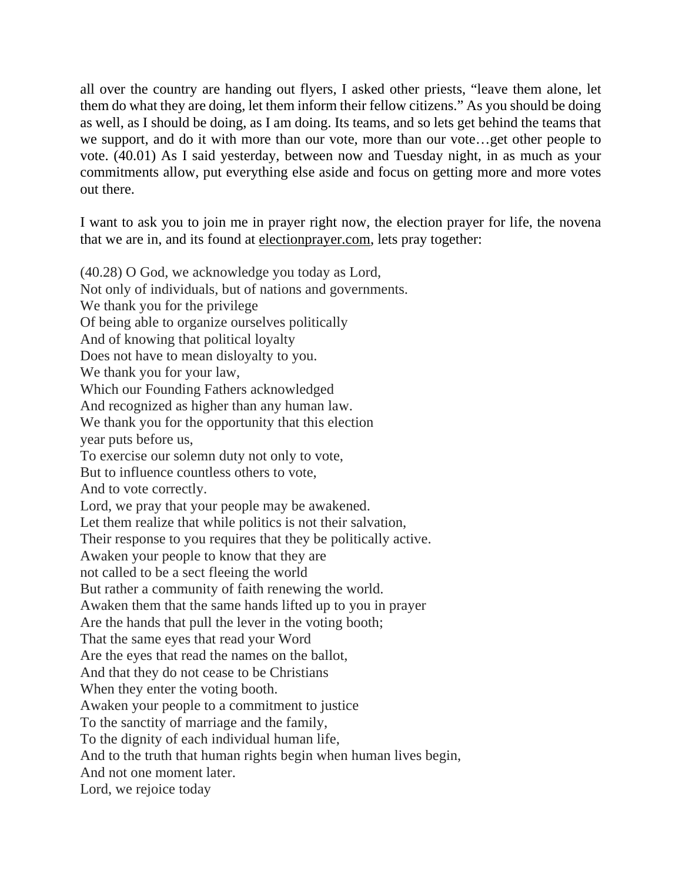all over the country are handing out flyers, I asked other priests, "leave them alone, let them do what they are doing, let them inform their fellow citizens." As you should be doing as well, as I should be doing, as I am doing. Its teams, and so lets get behind the teams that we support, and do it with more than our vote, more than our vote…get other people to vote. (40.01) As I said yesterday, between now and Tuesday night, in as much as your commitments allow, put everything else aside and focus on getting more and more votes out there.

I want to ask you to join me in prayer right now, the election prayer for life, the novena that we are in, and its found at electionprayer.com, lets pray together:

(40.28) O God, we acknowledge you today as Lord,
Not only of individuals, but of nations and governments.
We thank you for the privilege
Of being able to organize ourselves politically
And of knowing that political loyalty
Does not have to mean disloyalty to you.
We thank you for your law,
Which our Founding Fathers acknowledged
And recognized as higher than any human law.
We thank you for the opportunity that this election
year puts before us,
To exercise our solemn duty not only to vote,
But to influence countless others to vote,
And to vote correctly.
Lord, we pray that your people may be awakened.
Let them realize that while politics is not their salvation,
Their response to you requires that they be politically active.
Awaken your people to know that they are
not called to be a sect fleeing the world
But rather a community of faith renewing the world.
Awaken them that the same hands lifted up to you in prayer
Are the hands that pull the lever in the voting booth;
That the same eyes that read your Word
Are the eyes that read the names on the ballot,
And that they do not cease to be Christians
When they enter the voting booth.
Awaken your people to a commitment to justice
To the sanctity of marriage and the family,
To the dignity of each individual human life,
And to the truth that human rights begin when human lives begin,
And not one moment later.
Lord, we rejoice today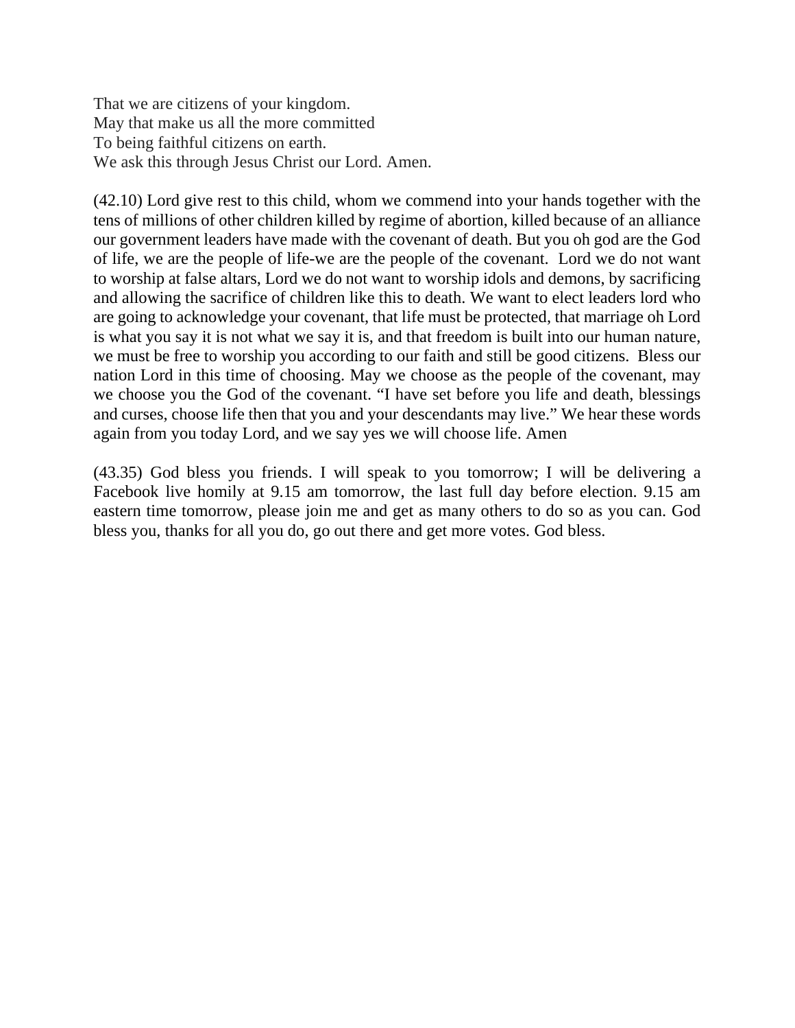That we are citizens of your kingdom.
May that make us all the more committed
To being faithful citizens on earth.
We ask this through Jesus Christ our Lord. Amen.

(42.10) Lord give rest to this child, whom we commend into your hands together with the tens of millions of other children killed by regime of abortion, killed because of an alliance our government leaders have made with the covenant of death. But you oh god are the God of life, we are the people of life-we are the people of the covenant. Lord we do not want to worship at false altars, Lord we do not want to worship idols and demons, by sacrificing and allowing the sacrifice of children like this to death. We want to elect leaders lord who are going to acknowledge your covenant, that life must be protected, that marriage oh Lord is what you say it is not what we say it is, and that freedom is built into our human nature, we must be free to worship you according to our faith and still be good citizens. Bless our nation Lord in this time of choosing. May we choose as the people of the covenant, may we choose you the God of the covenant. "I have set before you life and death, blessings and curses, choose life then that you and your descendants may live." We hear these words again from you today Lord, and we say yes we will choose life. Amen

(43.35) God bless you friends. I will speak to you tomorrow; I will be delivering a Facebook live homily at 9.15 am tomorrow, the last full day before election. 9.15 am eastern time tomorrow, please join me and get as many others to do so as you can. God bless you, thanks for all you do, go out there and get more votes. God bless.